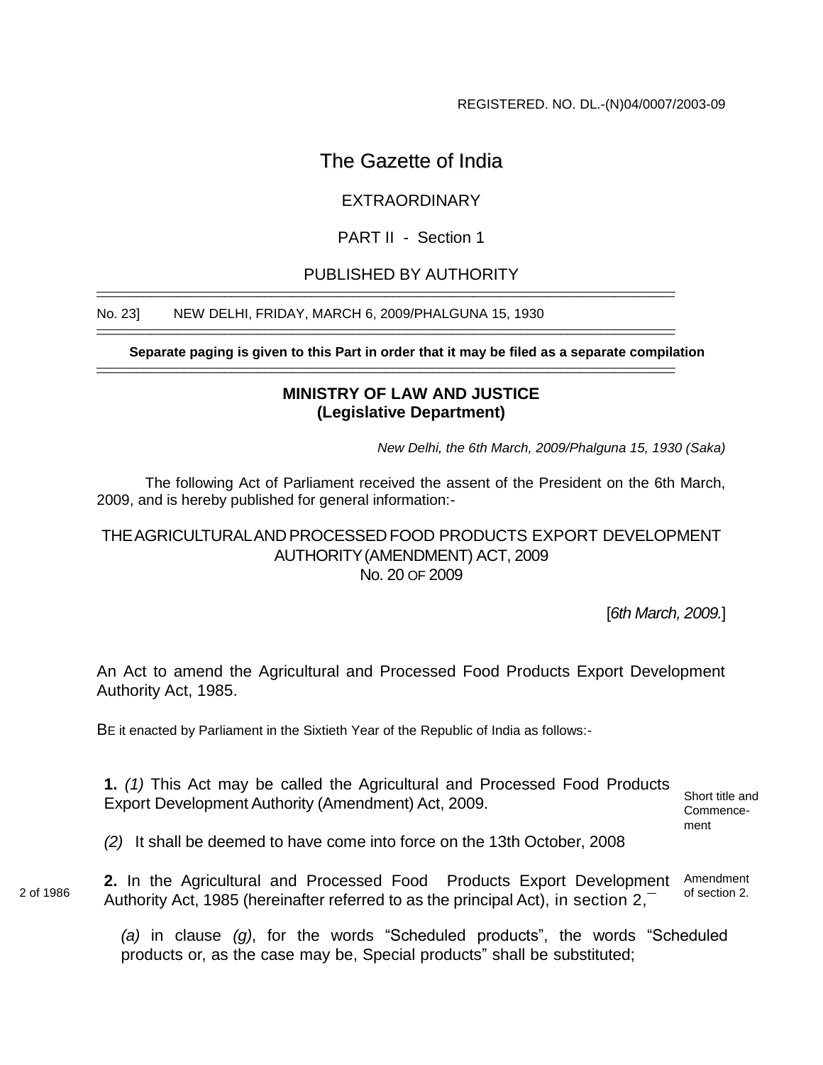REGISTERED. NO. DL.-(N)04/0007/2003-09

# The Gazette of India

EXTRAORDINARY

PART II - Section 1

PUBLISHED BY AUTHORITY

No. 23] NEW DELHI, FRIDAY, MARCH 6, 2009/PHALGUNA 15, 1930

**Separate paging is given to this Part in order that it may be filed as a separate compilation**

**MINISTRY OF LAW AND JUSTICE**
**(Legislative Department)**

*New Delhi, the 6th March, 2009/Phalguna 15, 1930 (Saka)*

The following Act of Parliament received the assent of the President on the 6th March, 2009, and is hereby published for general information:-

## THE AGRICULTURAL AND PROCESSED FOOD PRODUCTS EXPORT DEVELOPMENT AUTHORITY (AMENDMENT) ACT, 2009

No. 20 OF 2009

[*6th March, 2009.*]

An Act to amend the Agricultural and Processed Food Products Export Development Authority Act, 1985.

BE it enacted by Parliament in the Sixtieth Year of the Republic of India as follows:-

Short title and Commencement

**1.** *(1)* This Act may be called the Agricultural and Processed Food Products Export Development Authority (Amendment) Act, 2009.

*(2)* It shall be deemed to have come into force on the 13th October, 2008

Amendment of section 2.

2 of 1986

**2.** In the Agricultural and Processed Food Products Export Development Authority Act, 1985 (hereinafter referred to as the principal Act), in section 2,—

*(a)* in clause *(g)*, for the words "Scheduled products", the words "Scheduled products or, as the case may be, Special products" shall be substituted;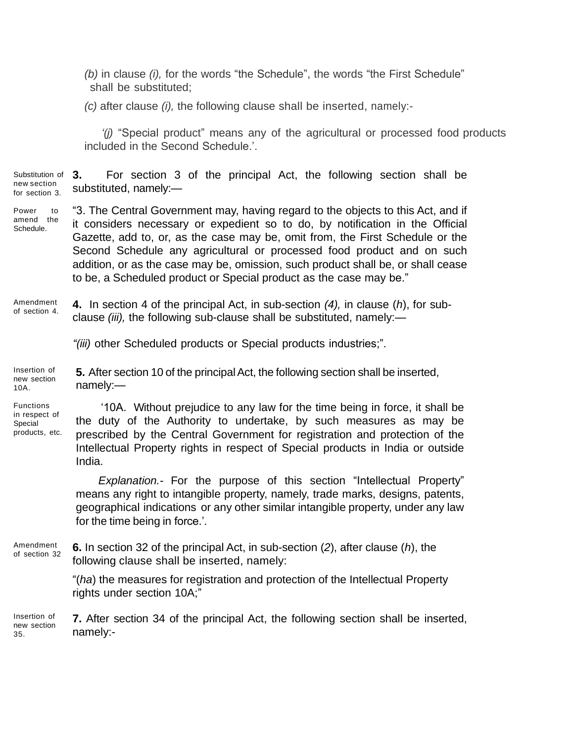*(b)* in clause *(i),* for the words "the Schedule", the words "the First Schedule" shall be substituted;

*(c)* after clause *(i),* the following clause shall be inserted, namely:-

*'(j)* "Special product" means any of the agricultural or processed food products included in the Second Schedule.'.

Substitution of new section for section 3.

**3.** For section 3 of the principal Act, the following section shall be substituted, namely:—

Power to amend the Schedule.

"3. The Central Government may, having regard to the objects to this Act, and if it considers necessary or expedient so to do, by notification in the Official Gazette, add to, or, as the case may be, omit from, the First Schedule or the Second Schedule any agricultural or processed food product and on such addition, or as the case may be, omission, such product shall be, or shall cease to be, a Scheduled product or Special product as the case may be."

Amendment of section 4.

**4.** In section 4 of the principal Act, in sub-section *(4),* in clause (*h*), for sub-clause *(iii),* the following sub-clause shall be substituted, namely:—

*"(iii)* other Scheduled products or Special products industries;".

Insertion of new section 10A.

**5.** After section 10 of the principal Act, the following section shall be inserted, namely:—

Functions in respect of Special products, etc.

'10A. Without prejudice to any law for the time being in force, it shall be the duty of the Authority to undertake, by such measures as may be prescribed by the Central Government for registration and protection of the Intellectual Property rights in respect of Special products in India or outside India.

*Explanation.*- For the purpose of this section "Intellectual Property" means any right to intangible property, namely, trade marks, designs, patents, geographical indications or any other similar intangible property, under any law for the time being in force.'.

Amendment of section 32

**6.** In section 32 of the principal Act, in sub-section (*2*), after clause (*h*), the following clause shall be inserted, namely:

"(*ha*) the measures for registration and protection of the Intellectual Property rights under section 10A;"

Insertion of new section 35.

**7.** After section 34 of the principal Act, the following section shall be inserted, namely:-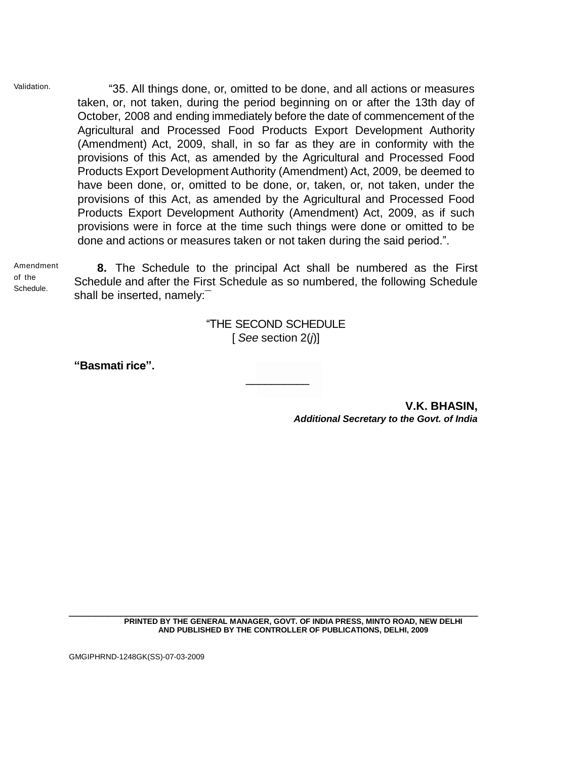Validation.

"35. All things done, or, omitted to be done, and all actions or measures taken, or, not taken, during the period beginning on or after the 13th day of October, 2008 and ending immediately before the date of commencement of the Agricultural and Processed Food Products Export Development Authority (Amendment) Act, 2009, shall, in so far as they are in conformity with the provisions of this Act, as amended by the Agricultural and Processed Food Products Export Development Authority (Amendment) Act, 2009, be deemed to have been done, or, omitted to be done, or, taken, or, not taken, under the provisions of this Act, as amended by the Agricultural and Processed Food Products Export Development Authority (Amendment) Act, 2009, as if such provisions were in force at the time such things were done or omitted to be done and actions or measures taken or not taken during the said period.".

Amendment of the Schedule.

**8.** The Schedule to the principal Act shall be numbered as the First Schedule and after the First Schedule as so numbered, the following Schedule shall be inserted, namely:—

"THE SECOND SCHEDULE

[ *See* section 2(*j*)]

**"Basmati rice".**

————

**V.K. BHASIN,**

***Additional Secretary to the Govt. of India***

PRINTED BY THE GENERAL MANAGER, GOVT. OF INDIA PRESS, MINTO ROAD, NEW DELHI AND PUBLISHED BY THE CONTROLLER OF PUBLICATIONS, DELHI, 2009

GMGIPHRND-1248GK(SS)-07-03-2009